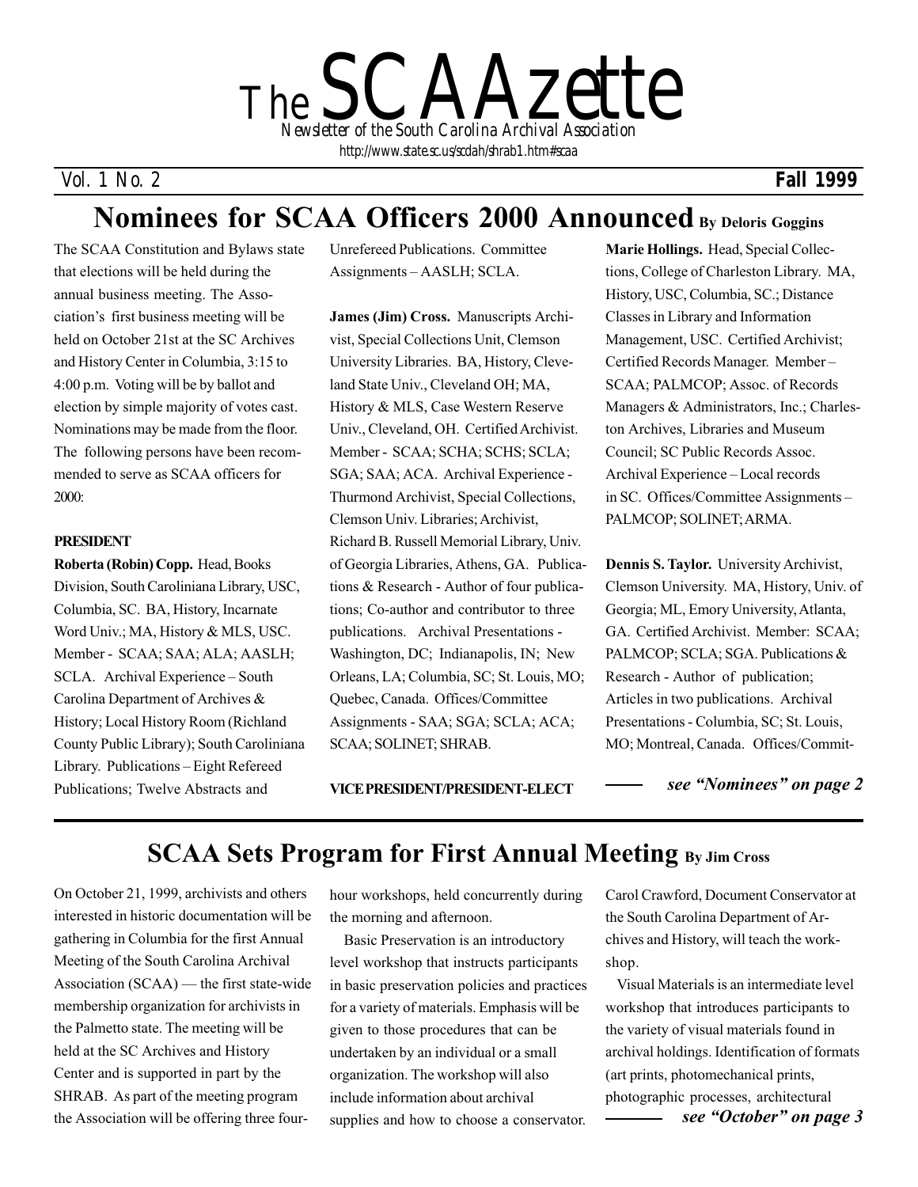# The SCAAzette

*Newsletter of the South Carolina Archival Association*

http://www.state.sc.us/scdah/shrab1.htm#scaa

Vol. 1 No. 2 **Fall 1999**

## Nominees for SCAA Officers 2000 Announced

**By Deloris Goggins**

The SCAA Constitution and Bylaws state that elections will be held during the annual business meeting. The Association's first business meeting will be held on October 21st at the SC Archives and History Center in Columbia, 3:15 to 4:00 p.m. Voting will be by ballot and election by simple majority of votes cast. Nominations may be made from the floor. The following persons have been recommended to serve as SCAA officers for 2000:

**PRESIDENT**

**Roberta (Robin) Copp.** Head, Books Division, South Caroliniana Library, USC, Columbia, SC. BA, History, Incarnate Word Univ.; MA, History & MLS, USC. Member - SCAA; SAA; ALA; AASLH; SCLA. Archival Experience – South Carolina Department of Archives & History; Local History Room (Richland County Public Library); South Caroliniana Library. Publications – Eight Refereed Publications; Twelve Abstracts and Unrefereed Publications. Committee Assignments – AASLH; SCLA.

**James (Jim) Cross.** Manuscripts Archivist, Special Collections Unit, Clemson University Libraries. BA, History, Cleveland State Univ., Cleveland OH; MA, History & MLS, Case Western Reserve Univ., Cleveland, OH. Certified Archivist. Member - SCAA; SCHA; SCHS; SCLA; SGA; SAA; ACA. Archival Experience - Thurmond Archivist, Special Collections, Clemson Univ. Libraries; Archivist, Richard B. Russell Memorial Library, Univ. of Georgia Libraries, Athens, GA. Publications & Research - Author of four publications; Co-author and contributor to three publications. Archival Presentations - Washington, DC; Indianapolis, IN; New Orleans, LA; Columbia, SC; St. Louis, MO; Quebec, Canada. Offices/Committee Assignments - SAA; SGA; SCLA; ACA; SCAA; SOLINET; SHRAB.

**VICE PRESIDENT/PRESIDENT-ELECT**

**Marie Hollings.** Head, Special Collections, College of Charleston Library. MA, History, USC, Columbia, SC.; Distance Classes in Library and Information Management, USC. Certified Archivist; Certified Records Manager. Member – SCAA; PALMCOP; Assoc. of Records Managers & Administrators, Inc.; Charleston Archives, Libraries and Museum Council; SC Public Records Assoc. Archival Experience – Local records in SC. Offices/Committee Assignments – PALMCOP; SOLINET; ARMA.

**Dennis S. Taylor.** University Archivist, Clemson University. MA, History, Univ. of Georgia; ML, Emory University, Atlanta, GA. Certified Archivist. Member: SCAA; PALMCOP; SCLA; SGA. Publications & Research - Author of publication; Articles in two publications. Archival Presentations - Columbia, SC; St. Louis, MO; Montreal, Canada. Offices/Commit-

***see "Nominees" on page 2***

## SCAA Sets Program for First Annual Meeting

**By Jim Cross**

On October 21, 1999, archivists and others interested in historic documentation will be gathering in Columbia for the first Annual Meeting of the South Carolina Archival Association (SCAA) — the first state-wide membership organization for archivists in the Palmetto state. The meeting will be held at the SC Archives and History Center and is supported in part by the SHRAB. As part of the meeting program the Association will be offering three four-hour workshops, held concurrently during the morning and afternoon.

Basic Preservation is an introductory level workshop that instructs participants in basic preservation policies and practices for a variety of materials. Emphasis will be given to those procedures that can be undertaken by an individual or a small organization. The workshop will also include information about archival supplies and how to choose a conservator. Carol Crawford, Document Conservator at the South Carolina Department of Archives and History, will teach the workshop.

Visual Materials is an intermediate level workshop that introduces participants to the variety of visual materials found in archival holdings. Identification of formats (art prints, photomechanical prints, photographic processes, architectural

***see "October" on page 3***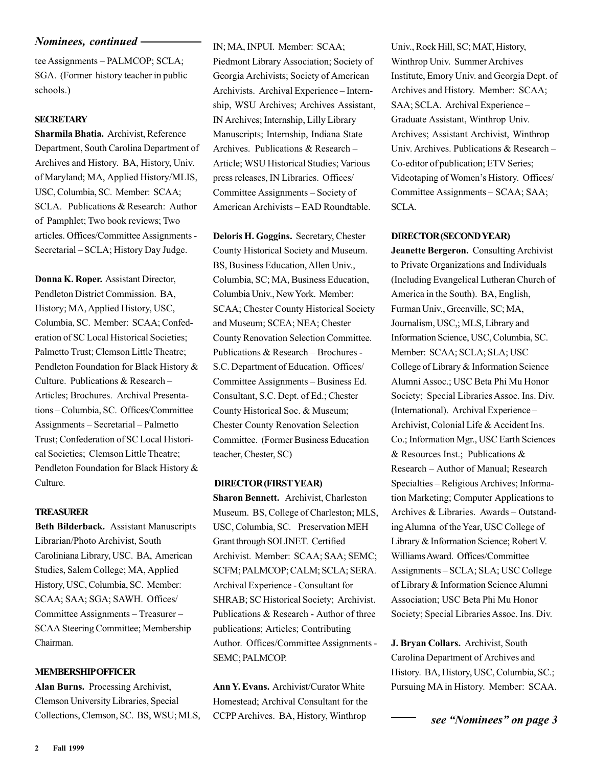*Nominees, continued*

tee Assignments – PALMCOP; SCLA; SGA. (Former history teacher in public schools.)

**SECRETARY**

**Sharmila Bhatia.** Archivist, Reference Department, South Carolina Department of Archives and History. BA, History, Univ. of Maryland; MA, Applied History/MLIS, USC, Columbia, SC. Member: SCAA; SCLA. Publications & Research: Author of Pamphlet; Two book reviews; Two articles. Offices/Committee Assignments - Secretarial – SCLA; History Day Judge.

**Donna K. Roper.** Assistant Director, Pendleton District Commission. BA, History; MA, Applied History, USC, Columbia, SC. Member: SCAA; Confederation of SC Local Historical Societies; Palmetto Trust; Clemson Little Theatre; Pendleton Foundation for Black History & Culture. Publications & Research – Articles; Brochures. Archival Presentations – Columbia, SC. Offices/Committee Assignments – Secretarial – Palmetto Trust; Confederation of SC Local Historical Societies; Clemson Little Theatre; Pendleton Foundation for Black History & Culture.

**TREASURER**

**Beth Bilderback.** Assistant Manuscripts Librarian/Photo Archivist, South Caroliniana Library, USC. BA, American Studies, Salem College; MA, Applied History, USC, Columbia, SC. Member: SCAA; SAA; SGA; SAWH. Offices/Committee Assignments – Treasurer – SCAA Steering Committee; Membership Chairman.

**MEMBERSHIP OFFICER**

**Alan Burns.** Processing Archivist, Clemson University Libraries, Special Collections, Clemson, SC. BS, WSU; MLS, IN; MA, INPUI. Member: SCAA; Piedmont Library Association; Society of Georgia Archivists; Society of American Archivists. Archival Experience – Internship, WSU Archives; Archives Assistant, IN Archives; Internship, Lilly Library Manuscripts; Internship, Indiana State Archives. Publications & Research – Article; WSU Historical Studies; Various press releases, IN Libraries. Offices/Committee Assignments – Society of American Archivists – EAD Roundtable.

**Deloris H. Goggins.** Secretary, Chester County Historical Society and Museum. BS, Business Education, Allen Univ., Columbia, SC; MA, Business Education, Columbia Univ., New York. Member: SCAA; Chester County Historical Society and Museum; SCEA; NEA; Chester County Renovation Selection Committee. Publications & Research – Brochures - S.C. Department of Education. Offices/Committee Assignments – Business Ed. Consultant, S.C. Dept. of Ed.; Chester County Historical Soc. & Museum; Chester County Renovation Selection Committee. (Former Business Education teacher, Chester, SC)

**DIRECTOR (FIRST YEAR)**

**Sharon Bennett.** Archivist, Charleston Museum. BS, College of Charleston; MLS, USC, Columbia, SC. Preservation MEH Grant through SOLINET. Certified Archivist. Member: SCAA; SAA; SEMC; SCFM; PALMCOP; CALM; SCLA; SERA. Archival Experience - Consultant for SHRAB; SC Historical Society; Archivist. Publications & Research - Author of three publications; Articles; Contributing Author. Offices/Committee Assignments - SEMC; PALMCOP.

**Ann Y. Evans.** Archivist/Curator White Homestead; Archival Consultant for the CCPP Archives. BA, History, Winthrop Univ., Rock Hill, SC; MAT, History, Winthrop Univ. Summer Archives Institute, Emory Univ. and Georgia Dept. of Archives and History. Member: SCAA; SAA; SCLA. Archival Experience – Graduate Assistant, Winthrop Univ. Archives; Assistant Archivist, Winthrop Univ. Archives. Publications & Research – Co-editor of publication; ETV Series; Videotaping of Women's History. Offices/Committee Assignments – SCAA; SAA; SCLA.

**DIRECTOR (SECOND YEAR)**

**Jeanette Bergeron.** Consulting Archivist to Private Organizations and Individuals (Including Evangelical Lutheran Church of America in the South). BA, English, Furman Univ., Greenville, SC; MA, Journalism, USC,; MLS, Library and Information Science, USC, Columbia, SC. Member: SCAA; SCLA; SLA; USC College of Library & Information Science Alumni Assoc.; USC Beta Phi Mu Honor Society; Special Libraries Assoc. Ins. Div. (International). Archival Experience – Archivist, Colonial Life & Accident Ins. Co.; Information Mgr., USC Earth Sciences & Resources Inst.; Publications & Research – Author of Manual; Research Specialties – Religious Archives; Information Marketing; Computer Applications to Archives & Libraries. Awards – Outstanding Alumna of the Year, USC College of Library & Information Science; Robert V. Williams Award. Offices/Committee Assignments – SCLA; SLA; USC College of Library & Information Science Alumni Association; USC Beta Phi Mu Honor Society; Special Libraries Assoc. Ins. Div.

**J. Bryan Collars.** Archivist, South Carolina Department of Archives and History. BA, History, USC, Columbia, SC.; Pursuing MA in History. Member: SCAA.

*see "Nominees" on page 3*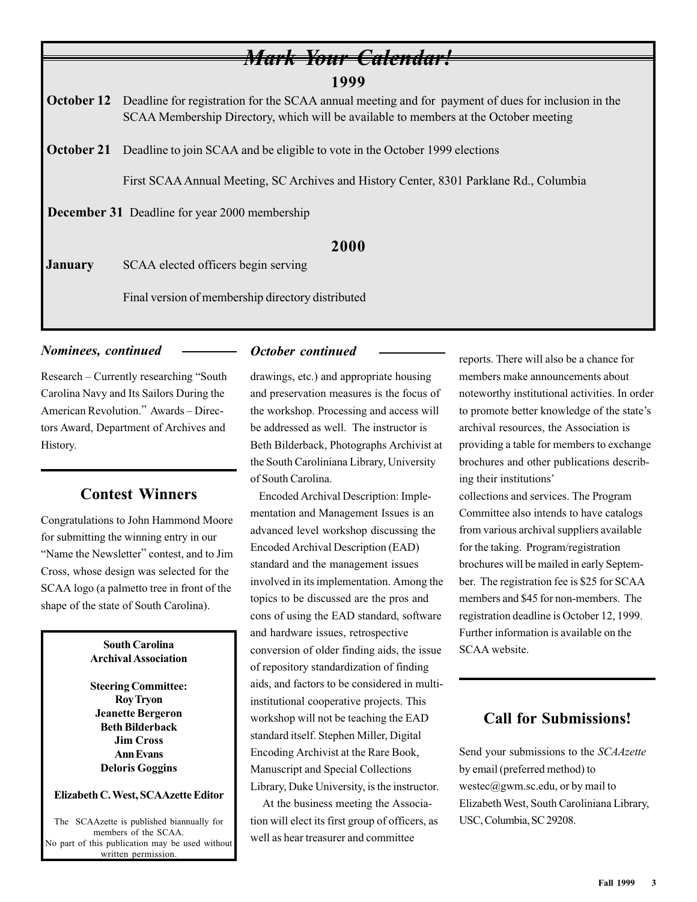## *Mark Your Calendar!*

### 1999

**October 12** Deadline for registration for the SCAA annual meeting and for payment of dues for inclusion in the SCAA Membership Directory, which will be available to members at the October meeting

**October 21** Deadline to join SCAA and be eligible to vote in the October 1999 elections

First SCAA Annual Meeting, SC Archives and History Center, 8301 Parklane Rd., Columbia

**December 31** Deadline for year 2000 membership

### 2000

**January** SCAA elected officers begin serving

Final version of membership directory distributed

### *Nominees, continued*

Research – Currently researching "South Carolina Navy and Its Sailors During the American Revolution." Awards – Directors Award, Department of Archives and History.

## Contest Winners

Congratulations to John Hammond Moore for submitting the winning entry in our "Name the Newsletter" contest, and to Jim Cross, whose design was selected for the SCAA logo (a palmetto tree in front of the shape of the state of South Carolina).

**South Carolina Archival Association**

**Steering Committee:**
**Roy Tryon**
**Jeanette Bergeron**
**Beth Bilderback**
**Jim Cross**
**Ann Evans**
**Deloris Goggins**

**Elizabeth C. West, SCAAzette Editor**

The SCAAzette is published biannually for members of the SCAA. No part of this publication may be used without written permission.

### *October continued*

drawings, etc.) and appropriate housing and preservation measures is the focus of the workshop. Processing and access will be addressed as well. The instructor is Beth Bilderback, Photographs Archivist at the South Caroliniana Library, University of South Carolina.

Encoded Archival Description: Implementation and Management Issues is an advanced level workshop discussing the Encoded Archival Description (EAD) standard and the management issues involved in its implementation. Among the topics to be discussed are the pros and cons of using the EAD standard, software and hardware issues, retrospective conversion of older finding aids, the issue of repository standardization of finding aids, and factors to be considered in multi-institutional cooperative projects. This workshop will not be teaching the EAD standard itself. Stephen Miller, Digital Encoding Archivist at the Rare Book, Manuscript and Special Collections Library, Duke University, is the instructor.

At the business meeting the Association will elect its first group of officers, as well as hear treasurer and committee reports. There will also be a chance for members make announcements about noteworthy institutional activities. In order to promote better knowledge of the state's archival resources, the Association is providing a table for members to exchange brochures and other publications describing their institutions' collections and services. The Program Committee also intends to have catalogs from various archival suppliers available for the taking. Program/registration brochures will be mailed in early September. The registration fee is $25 for SCAA members and $45 for non-members. The registration deadline is October 12, 1999. Further information is available on the SCAA website.

## Call for Submissions!

Send your submissions to the *SCAAzette* by email (preferred method) to westec@gwm.sc.edu, or by mail to Elizabeth West, South Caroliniana Library, USC, Columbia, SC 29208.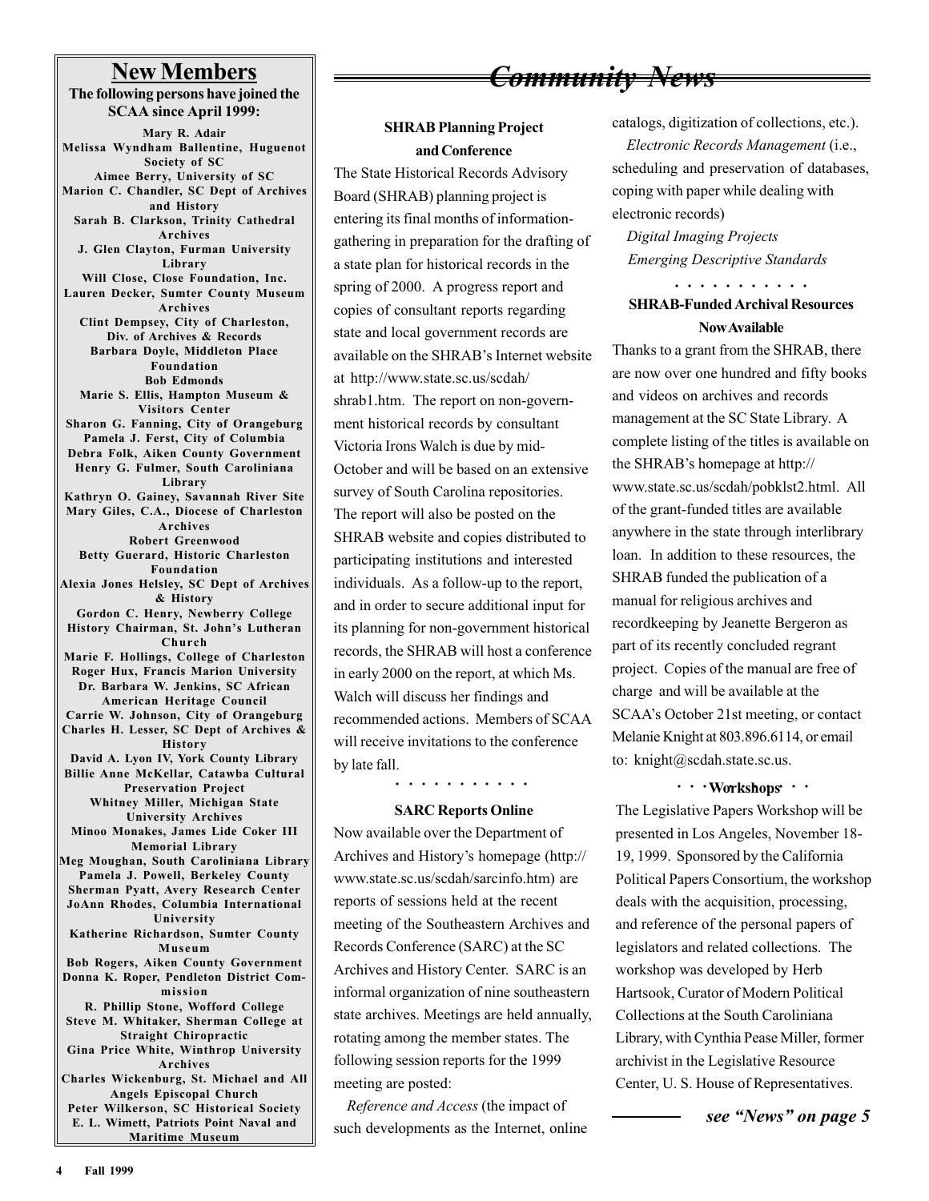## New Members

**The following persons have joined the SCAA since April 1999:**

**Mary R. Adair**
**Melissa Wyndham Ballentine, Huguenot Society of SC**
**Aimee Berry, University of SC**
**Marion C. Chandler, SC Dept of Archives and History**
**Sarah B. Clarkson, Trinity Cathedral Archives**
**J. Glen Clayton, Furman University Library**
**Will Close, Close Foundation, Inc.**
**Lauren Decker, Sumter County Museum Archives**
**Clint Dempsey, City of Charleston, Div. of Archives & Records**
**Barbara Doyle, Middleton Place Foundation**
**Bob Edmonds**
**Marie S. Ellis, Hampton Museum & Visitors Center**
**Sharon G. Fanning, City of Orangeburg**
**Pamela J. Ferst, City of Columbia**
**Debra Folk, Aiken County Government**
**Henry G. Fulmer, South Caroliniana Library**
**Kathryn O. Gainey, Savannah River Site**
**Mary Giles, C.A., Diocese of Charleston Archives**
**Robert Greenwood**
**Betty Guerard, Historic Charleston Foundation**
**Alexia Jones Helsley, SC Dept of Archives & History**
**Gordon C. Henry, Newberry College History Chairman, St. John's Lutheran Church**
**Marie F. Hollings, College of Charleston**
**Roger Hux, Francis Marion University**
**Dr. Barbara W. Jenkins, SC African American Heritage Council**
**Carrie W. Johnson, City of Orangeburg**
**Charles H. Lesser, SC Dept of Archives & History**
**David A. Lyon IV, York County Library**
**Billie Anne McKellar, Catawba Cultural Preservation Project**
**Whitney Miller, Michigan State University Archives**
**Minoo Monakes, James Lide Coker III Memorial Library**
**Meg Moughan, South Caroliniana Library**
**Pamela J. Powell, Berkeley County**
**Sherman Pyatt, Avery Research Center**
**JoAnn Rhodes, Columbia International University**
**Katherine Richardson, Sumter County Museum**
**Bob Rogers, Aiken County Government**
**Donna K. Roper, Pendleton District Commission**
**R. Phillip Stone, Wofford College**
**Steve M. Whitaker, Sherman College at Straight Chiropractic**
**Gina Price White, Winthrop University Archives**
**Charles Wickenburg, St. Michael and All Angels Episcopal Church**
**Peter Wilkerson, SC Historical Society**
**E. L. Wimett, Patriots Point Naval and Maritime Museum**

# *Community News*

### SHRAB Planning Project and Conference

The State Historical Records Advisory Board (SHRAB) planning project is entering its final months of information-gathering in preparation for the drafting of a state plan for historical records in the spring of 2000. A progress report and copies of consultant reports regarding state and local government records are available on the SHRAB's Internet website at http://www.state.sc.us/scdah/shrab1.htm. The report on non-government historical records by consultant Victoria Irons Walch is due by mid-October and will be based on an extensive survey of South Carolina repositories. The report will also be posted on the SHRAB website and copies distributed to participating institutions and interested individuals. As a follow-up to the report, and in order to secure additional input for its planning for non-government historical records, the SHRAB will host a conference in early 2000 on the report, at which Ms. Walch will discuss her findings and recommended actions. Members of SCAA will receive invitations to the conference by late fall.

. . . . . . . . . . .

### SARC Reports Online

Now available over the Department of Archives and History's homepage (http://www.state.sc.us/scdah/sarcinfo.htm) are reports of sessions held at the recent meeting of the Southeastern Archives and Records Conference (SARC) at the SC Archives and History Center. SARC is an informal organization of nine southeastern state archives. Meetings are held annually, rotating among the member states. The following session reports for the 1999 meeting are posted:

*Reference and Access* (the impact of such developments as the Internet, online catalogs, digitization of collections, etc.).

*Electronic Records Management* (i.e., scheduling and preservation of databases, coping with paper while dealing with electronic records)

*Digital Imaging Projects*

*Emerging Descriptive Standards*

. . . . . . . . . . .

### SHRAB-Funded Archival Resources Now Available

Thanks to a grant from the SHRAB, there are now over one hundred and fifty books and videos on archives and records management at the SC State Library. A complete listing of the titles is available on the SHRAB's homepage at http://www.state.sc.us/scdah/pobklst2.html. All of the grant-funded titles are available anywhere in the state through interlibrary loan. In addition to these resources, the SHRAB funded the publication of a manual for religious archives and recordkeeping by Jeanette Bergeron as part of its recently concluded regrant project. Copies of the manual are free of charge and will be available at the SCAA's October 21st meeting, or contact Melanie Knight at 803.896.6114, or email to: knight@scdah.state.sc.us.

### · · · Workshops · · ·

The Legislative Papers Workshop will be presented in Los Angeles, November 18-19, 1999. Sponsored by the California Political Papers Consortium, the workshop deals with the acquisition, processing, and reference of the personal papers of legislators and related collections. The workshop was developed by Herb Hartsook, Curator of Modern Political Collections at the South Caroliniana Library, with Cynthia Pease Miller, former archivist in the Legislative Resource Center, U. S. House of Representatives.

***see "News" on page 5***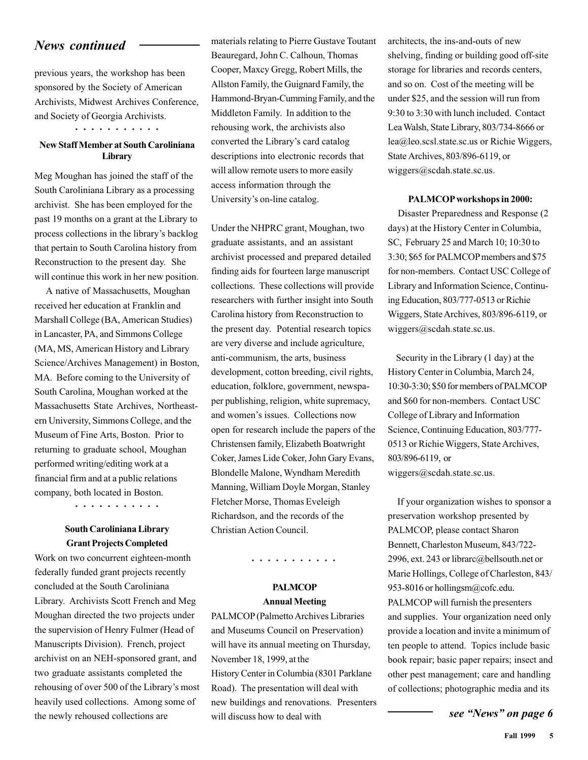## *News continued*

previous years, the workshop has been sponsored by the Society of American Archivists, Midwest Archives Conference, and Society of Georgia Archivists.

. . . . . . . . . . .

### New Staff Member at South Caroliniana Library

Meg Moughan has joined the staff of the South Caroliniana Library as a processing archivist. She has been employed for the past 19 months on a grant at the Library to process collections in the library's backlog that pertain to South Carolina history from Reconstruction to the present day. She will continue this work in her new position.

A native of Massachusetts, Moughan received her education at Franklin and Marshall College (BA, American Studies) in Lancaster, PA, and Simmons College (MA, MS, American History and Library Science/Archives Management) in Boston, MA. Before coming to the University of South Carolina, Moughan worked at the Massachusetts State Archives, Northeastern University, Simmons College, and the Museum of Fine Arts, Boston. Prior to returning to graduate school, Moughan performed writing/editing work at a financial firm and at a public relations company, both located in Boston.

. . . . . . . . . . .

### South Caroliniana Library Grant Projects Completed

Work on two concurrent eighteen-month federally funded grant projects recently concluded at the South Caroliniana Library. Archivists Scott French and Meg Moughan directed the two projects under the supervision of Henry Fulmer (Head of Manuscripts Division). French, project archivist on an NEH-sponsored grant, and two graduate assistants completed the rehousing of over 500 of the Library's most heavily used collections. Among some of the newly rehoused collections are materials relating to Pierre Gustave Toutant Beauregard, John C. Calhoun, Thomas Cooper, Maxcy Gregg, Robert Mills, the Allston Family, the Guignard Family, the Hammond-Bryan-Cumming Family, and the Middleton Family. In addition to the rehousing work, the archivists also converted the Library's card catalog descriptions into electronic records that will allow remote users to more easily access information through the University's on-line catalog.

Under the NHPRC grant, Moughan, two graduate assistants, and an assistant archivist processed and prepared detailed finding aids for fourteen large manuscript collections. These collections will provide researchers with further insight into South Carolina history from Reconstruction to the present day. Potential research topics are very diverse and include agriculture, anti-communism, the arts, business development, cotton breeding, civil rights, education, folklore, government, newspaper publishing, religion, white supremacy, and women's issues. Collections now open for research include the papers of the Christensen family, Elizabeth Boatwright Coker, James Lide Coker, John Gary Evans, Blondelle Malone, Wyndham Meredith Manning, William Doyle Morgan, Stanley Fletcher Morse, Thomas Eveleigh Richardson, and the records of the Christian Action Council.

. . . . . . . . . . .

### PALMCOP Annual Meeting

PALMCOP (Palmetto Archives Libraries and Museums Council on Preservation) will have its annual meeting on Thursday, November 18, 1999, at the History Center in Columbia (8301 Parklane Road). The presentation will deal with new buildings and renovations. Presenters will discuss how to deal with architects, the ins-and-outs of new shelving, finding or building good off-site storage for libraries and records centers, and so on. Cost of the meeting will be under $25, and the session will run from 9:30 to 3:30 with lunch included. Contact Lea Walsh, State Library, 803/734-8666 or lea@leo.scsl.state.sc.us or Richie Wiggers, State Archives, 803/896-6119, or wiggers@scdah.state.sc.us.

**PALMCOP workshops in 2000:**

Disaster Preparedness and Response (2 days) at the History Center in Columbia, SC, February 25 and March 10; 10:30 to 3:30; $65 for PALMCOP members and $75 for non-members. Contact USC College of Library and Information Science, Continuing Education, 803/777-0513 or Richie Wiggers, State Archives, 803/896-6119, or wiggers@scdah.state.sc.us.

Security in the Library (1 day) at the History Center in Columbia, March 24, 10:30-3:30; $50 for members of PALMCOP and $60 for non-members. Contact USC College of Library and Information Science, Continuing Education, 803/777-0513 or Richie Wiggers, State Archives, 803/896-6119, or wiggers@scdah.state.sc.us.

If your organization wishes to sponsor a preservation workshop presented by PALMCOP, please contact Sharon Bennett, Charleston Museum, 843/722-2996, ext. 243 or librarc@bellsouth.net or Marie Hollings, College of Charleston, 843/953-8016 or hollingsm@cofc.edu. PALMCOP will furnish the presenters and supplies. Your organization need only provide a location and invite a minimum of ten people to attend. Topics include basic book repair; basic paper repairs; insect and other pest management; care and handling of collections; photographic media and its

*see "News" on page 6*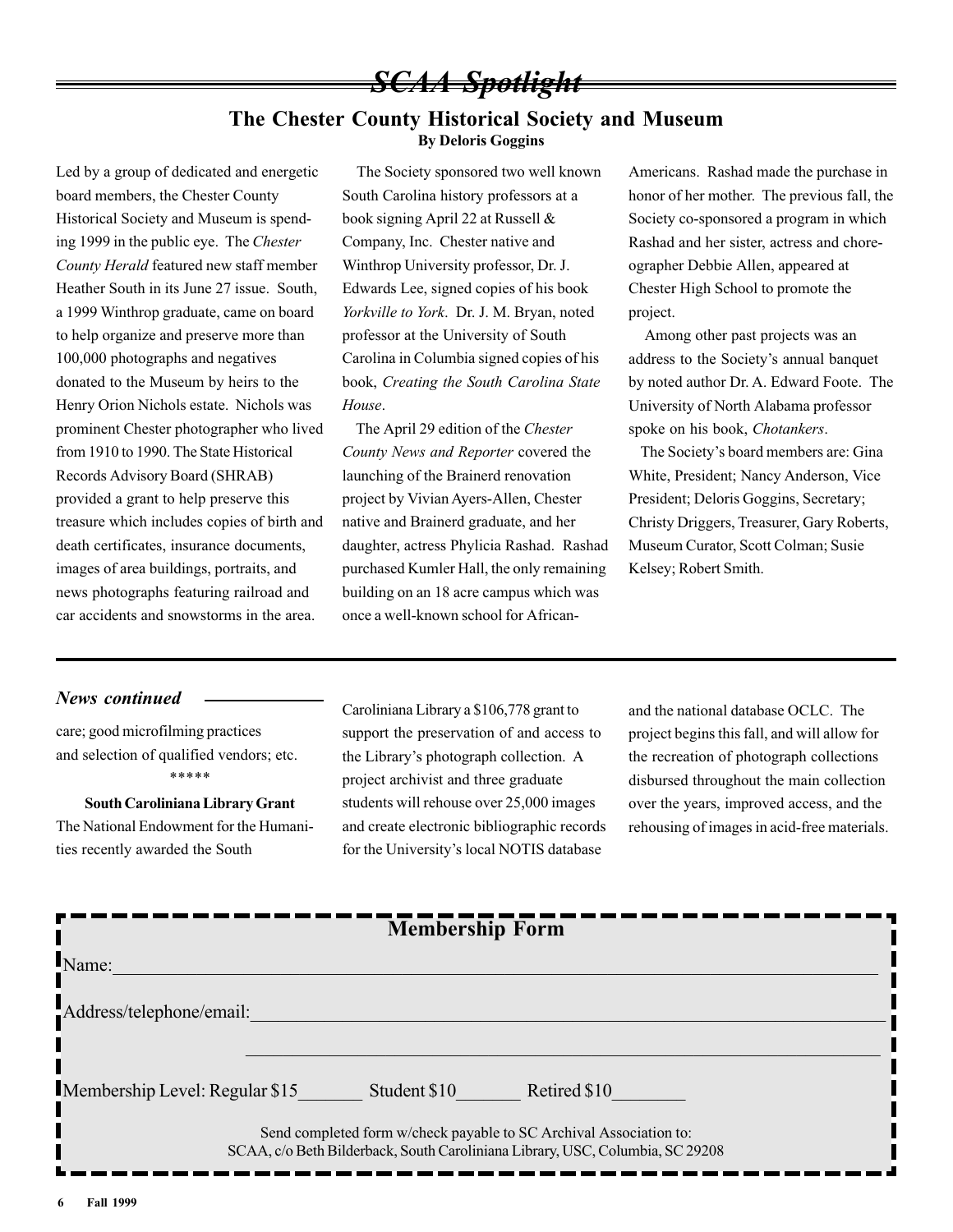## *SCAA Spotlight*

### The Chester County Historical Society and Museum

**By Deloris Goggins**

Led by a group of dedicated and energetic board members, the Chester County Historical Society and Museum is spending 1999 in the public eye. The *Chester County Herald* featured new staff member Heather South in its June 27 issue. South, a 1999 Winthrop graduate, came on board to help organize and preserve more than 100,000 photographs and negatives donated to the Museum by heirs to the Henry Orion Nichols estate. Nichols was prominent Chester photographer who lived from 1910 to 1990. The State Historical Records Advisory Board (SHRAB) provided a grant to help preserve this treasure which includes copies of birth and death certificates, insurance documents, images of area buildings, portraits, and news photographs featuring railroad and car accidents and snowstorms in the area.

The Society sponsored two well known South Carolina history professors at a book signing April 22 at Russell & Company, Inc. Chester native and Winthrop University professor, Dr. J. Edwards Lee, signed copies of his book *Yorkville to York*. Dr. J. M. Bryan, noted professor at the University of South Carolina in Columbia signed copies of his book, *Creating the South Carolina State House*.

The April 29 edition of the *Chester County News and Reporter* covered the launching of the Brainerd renovation project by Vivian Ayers-Allen, Chester native and Brainerd graduate, and her daughter, actress Phylicia Rashad. Rashad purchased Kumler Hall, the only remaining building on an 18 acre campus which was once a well-known school for African-Americans. Rashad made the purchase in honor of her mother. The previous fall, the Society co-sponsored a program in which Rashad and her sister, actress and choreographer Debbie Allen, appeared at Chester High School to promote the project.

Among other past projects was an address to the Society's annual banquet by noted author Dr. A. Edward Foote. The University of North Alabama professor spoke on his book, *Chotankers*.

The Society's board members are: Gina White, President; Nancy Anderson, Vice President; Deloris Goggins, Secretary; Christy Driggers, Treasurer, Gary Roberts, Museum Curator, Scott Colman; Susie Kelsey; Robert Smith.

---

### *News continued*

care; good microfilming practices and selection of qualified vendors; etc.

\*\*\*\*\*

**South Caroliniana Library Grant**

The National Endowment for the Humanities recently awarded the South Caroliniana Library a $106,778 grant to support the preservation of and access to the Library's photograph collection. A project archivist and three graduate students will rehouse over 25,000 images and create electronic bibliographic records for the University's local NOTIS database and the national database OCLC. The project begins this fall, and will allow for the recreation of photograph collections disbursed throughout the main collection over the years, improved access, and the rehousing of images in acid-free materials.

---

### Membership Form

Name:\_\_\_\_\_\_\_\_\_\_\_\_\_\_\_\_\_\_\_\_\_\_\_\_\_\_\_\_\_\_\_\_\_\_\_\_\_\_\_\_\_\_\_\_

Address/telephone/email:\_\_\_\_\_\_\_\_\_\_\_\_\_\_\_\_\_\_\_\_\_\_\_\_\_\_\_\_\_\_\_\_\_\_\_\_

\_\_\_\_\_\_\_\_\_\_\_\_\_\_\_\_\_\_\_\_\_\_\_\_\_\_\_\_\_\_\_\_\_\_\_\_\_\_\_\_\_\_\_\_

Membership Level: Regular $15\_\_\_\_\_\_\_ Student $10\_\_\_\_\_\_\_ Retired $10\_\_\_\_\_\_\_

Send completed form w/check payable to SC Archival Association to:
SCAA, c/o Beth Bilderback, South Caroliniana Library, USC, Columbia, SC 29208